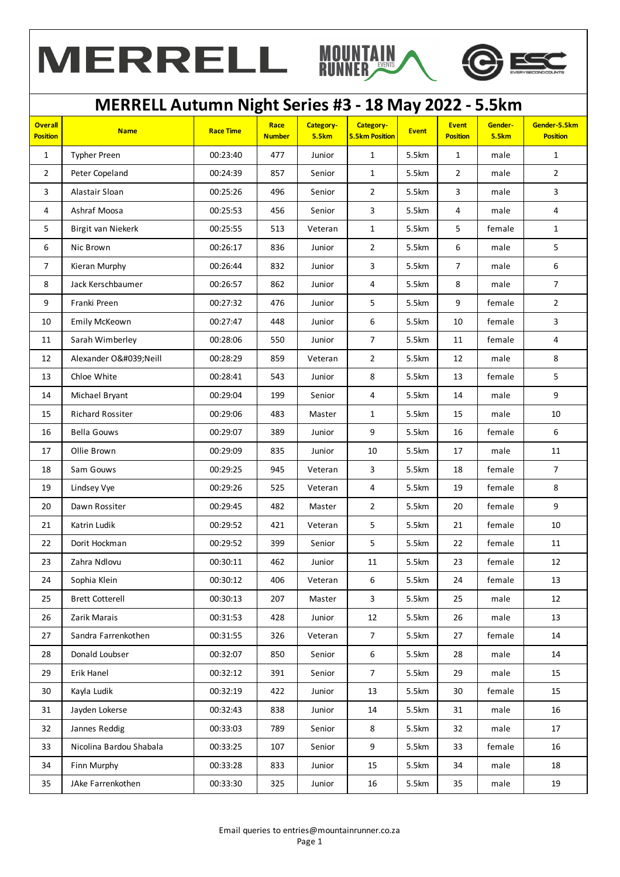MERRELL MOUNTAIN RUNNER EVENTS ESC EVERY SECOND COUNTS

# MERRELL Autumn Night Series #3 - 18 May 2022 - 5.5km

| Overall Position | Name | Race Time | Race Number | Category-5.5km | Category-5.5km Position | Event | Event Position | Gender-5.5km | Gender-5.5km Position |
|---|---|---|---|---|---|---|---|---|---|
| 1 | Typher Preen | 00:23:40 | 477 | Junior | 1 | 5.5km | 1 | male | 1 |
| 2 | Peter Copeland | 00:24:39 | 857 | Senior | 1 | 5.5km | 2 | male | 2 |
| 3 | Alastair Sloan | 00:25:26 | 496 | Senior | 2 | 5.5km | 3 | male | 3 |
| 4 | Ashraf Moosa | 00:25:53 | 456 | Senior | 3 | 5.5km | 4 | male | 4 |
| 5 | Birgit van Niekerk | 00:25:55 | 513 | Veteran | 1 | 5.5km | 5 | female | 1 |
| 6 | Nic Brown | 00:26:17 | 836 | Junior | 2 | 5.5km | 6 | male | 5 |
| 7 | Kieran Murphy | 00:26:44 | 832 | Junior | 3 | 5.5km | 7 | male | 6 |
| 8 | Jack Kerschbaumer | 00:26:57 | 862 | Junior | 4 | 5.5km | 8 | male | 7 |
| 9 | Franki Preen | 00:27:32 | 476 | Junior | 5 | 5.5km | 9 | female | 2 |
| 10 | Emily McKeown | 00:27:47 | 448 | Junior | 6 | 5.5km | 10 | female | 3 |
| 11 | Sarah Wimberley | 00:28:06 | 550 | Junior | 7 | 5.5km | 11 | female | 4 |
| 12 | Alexander O&#039;Neill | 00:28:29 | 859 | Veteran | 2 | 5.5km | 12 | male | 8 |
| 13 | Chloe White | 00:28:41 | 543 | Junior | 8 | 5.5km | 13 | female | 5 |
| 14 | Michael Bryant | 00:29:04 | 199 | Senior | 4 | 5.5km | 14 | male | 9 |
| 15 | Richard Rossiter | 00:29:06 | 483 | Master | 1 | 5.5km | 15 | male | 10 |
| 16 | Bella Gouws | 00:29:07 | 389 | Junior | 9 | 5.5km | 16 | female | 6 |
| 17 | Ollie Brown | 00:29:09 | 835 | Junior | 10 | 5.5km | 17 | male | 11 |
| 18 | Sam Gouws | 00:29:25 | 945 | Veteran | 3 | 5.5km | 18 | female | 7 |
| 19 | Lindsey Vye | 00:29:26 | 525 | Veteran | 4 | 5.5km | 19 | female | 8 |
| 20 | Dawn Rossiter | 00:29:45 | 482 | Master | 2 | 5.5km | 20 | female | 9 |
| 21 | Katrin Ludik | 00:29:52 | 421 | Veteran | 5 | 5.5km | 21 | female | 10 |
| 22 | Dorit Hockman | 00:29:52 | 399 | Senior | 5 | 5.5km | 22 | female | 11 |
| 23 | Zahra Ndlovu | 00:30:11 | 462 | Junior | 11 | 5.5km | 23 | female | 12 |
| 24 | Sophia Klein | 00:30:12 | 406 | Veteran | 6 | 5.5km | 24 | female | 13 |
| 25 | Brett Cotterell | 00:30:13 | 207 | Master | 3 | 5.5km | 25 | male | 12 |
| 26 | Zarik Marais | 00:31:53 | 428 | Junior | 12 | 5.5km | 26 | male | 13 |
| 27 | Sandra Farrenkothen | 00:31:55 | 326 | Veteran | 7 | 5.5km | 27 | female | 14 |
| 28 | Donald Loubser | 00:32:07 | 850 | Senior | 6 | 5.5km | 28 | male | 14 |
| 29 | Erik Hanel | 00:32:12 | 391 | Senior | 7 | 5.5km | 29 | male | 15 |
| 30 | Kayla Ludik | 00:32:19 | 422 | Junior | 13 | 5.5km | 30 | female | 15 |
| 31 | Jayden Lokerse | 00:32:43 | 838 | Junior | 14 | 5.5km | 31 | male | 16 |
| 32 | Jannes Reddig | 00:33:03 | 789 | Senior | 8 | 5.5km | 32 | male | 17 |
| 33 | Nicolina Bardou Shabala | 00:33:25 | 107 | Senior | 9 | 5.5km | 33 | female | 16 |
| 34 | Finn Murphy | 00:33:28 | 833 | Junior | 15 | 5.5km | 34 | male | 18 |
| 35 | JAke Farrenkothen | 00:33:30 | 325 | Junior | 16 | 5.5km | 35 | male | 19 |

Email queries to entries@mountainrunner.co.za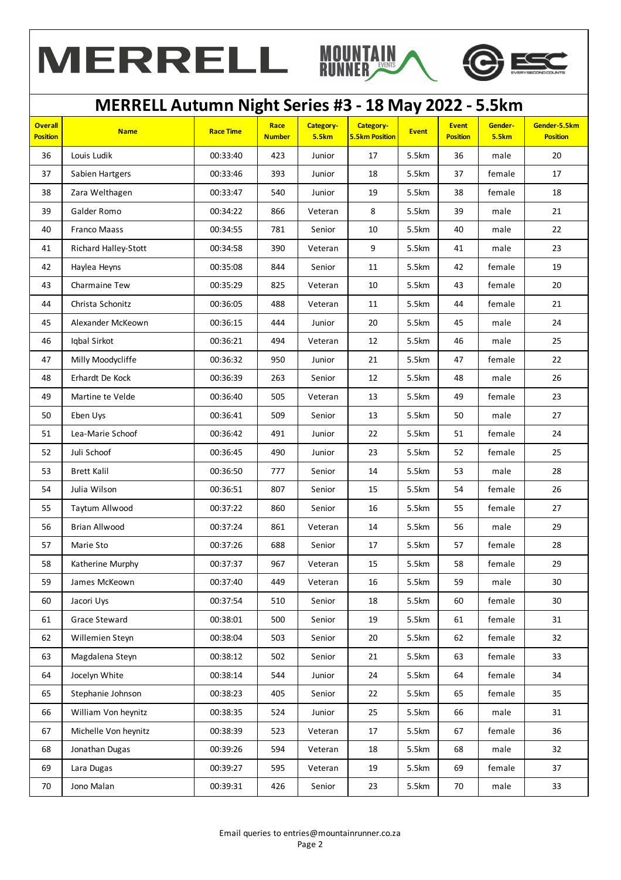# MERRELL Autumn Night Series #3 - 18 May 2022 - 5.5km

| Overall Position | Name | Race Time | Race Number | Category-5.5km | Category-5.5km Position | Event | Event Position | Gender-5.5km | Gender-5.5km Position |
|---|---|---|---|---|---|---|---|---|---|
| 36 | Louis Ludik | 00:33:40 | 423 | Junior | 17 | 5.5km | 36 | male | 20 |
| 37 | Sabien Hartgers | 00:33:46 | 393 | Junior | 18 | 5.5km | 37 | female | 17 |
| 38 | Zara Welthagen | 00:33:47 | 540 | Junior | 19 | 5.5km | 38 | female | 18 |
| 39 | Galder Romo | 00:34:22 | 866 | Veteran | 8 | 5.5km | 39 | male | 21 |
| 40 | Franco Maass | 00:34:55 | 781 | Senior | 10 | 5.5km | 40 | male | 22 |
| 41 | Richard Halley-Stott | 00:34:58 | 390 | Veteran | 9 | 5.5km | 41 | male | 23 |
| 42 | Haylea Heyns | 00:35:08 | 844 | Senior | 11 | 5.5km | 42 | female | 19 |
| 43 | Charmaine Tew | 00:35:29 | 825 | Veteran | 10 | 5.5km | 43 | female | 20 |
| 44 | Christa Schonitz | 00:36:05 | 488 | Veteran | 11 | 5.5km | 44 | female | 21 |
| 45 | Alexander McKeown | 00:36:15 | 444 | Junior | 20 | 5.5km | 45 | male | 24 |
| 46 | Iqbal Sirkot | 00:36:21 | 494 | Veteran | 12 | 5.5km | 46 | male | 25 |
| 47 | Milly Moodycliffe | 00:36:32 | 950 | Junior | 21 | 5.5km | 47 | female | 22 |
| 48 | Erhardt De Kock | 00:36:39 | 263 | Senior | 12 | 5.5km | 48 | male | 26 |
| 49 | Martine te Velde | 00:36:40 | 505 | Veteran | 13 | 5.5km | 49 | female | 23 |
| 50 | Eben Uys | 00:36:41 | 509 | Senior | 13 | 5.5km | 50 | male | 27 |
| 51 | Lea-Marie Schoof | 00:36:42 | 491 | Junior | 22 | 5.5km | 51 | female | 24 |
| 52 | Juli Schoof | 00:36:45 | 490 | Junior | 23 | 5.5km | 52 | female | 25 |
| 53 | Brett Kalil | 00:36:50 | 777 | Senior | 14 | 5.5km | 53 | male | 28 |
| 54 | Julia Wilson | 00:36:51 | 807 | Senior | 15 | 5.5km | 54 | female | 26 |
| 55 | Taytum Allwood | 00:37:22 | 860 | Senior | 16 | 5.5km | 55 | female | 27 |
| 56 | Brian Allwood | 00:37:24 | 861 | Veteran | 14 | 5.5km | 56 | male | 29 |
| 57 | Marie Sto | 00:37:26 | 688 | Senior | 17 | 5.5km | 57 | female | 28 |
| 58 | Katherine Murphy | 00:37:37 | 967 | Veteran | 15 | 5.5km | 58 | female | 29 |
| 59 | James McKeown | 00:37:40 | 449 | Veteran | 16 | 5.5km | 59 | male | 30 |
| 60 | Jacori Uys | 00:37:54 | 510 | Senior | 18 | 5.5km | 60 | female | 30 |
| 61 | Grace Steward | 00:38:01 | 500 | Senior | 19 | 5.5km | 61 | female | 31 |
| 62 | Willemien Steyn | 00:38:04 | 503 | Senior | 20 | 5.5km | 62 | female | 32 |
| 63 | Magdalena Steyn | 00:38:12 | 502 | Senior | 21 | 5.5km | 63 | female | 33 |
| 64 | Jocelyn White | 00:38:14 | 544 | Junior | 24 | 5.5km | 64 | female | 34 |
| 65 | Stephanie Johnson | 00:38:23 | 405 | Senior | 22 | 5.5km | 65 | female | 35 |
| 66 | William Von heynitz | 00:38:35 | 524 | Junior | 25 | 5.5km | 66 | male | 31 |
| 67 | Michelle Von heynitz | 00:38:39 | 523 | Veteran | 17 | 5.5km | 67 | female | 36 |
| 68 | Jonathan Dugas | 00:39:26 | 594 | Veteran | 18 | 5.5km | 68 | male | 32 |
| 69 | Lara Dugas | 00:39:27 | 595 | Veteran | 19 | 5.5km | 69 | female | 37 |
| 70 | Jono Malan | 00:39:31 | 426 | Senior | 23 | 5.5km | 70 | male | 33 |

Email queries to entries@mountainrunner.co.za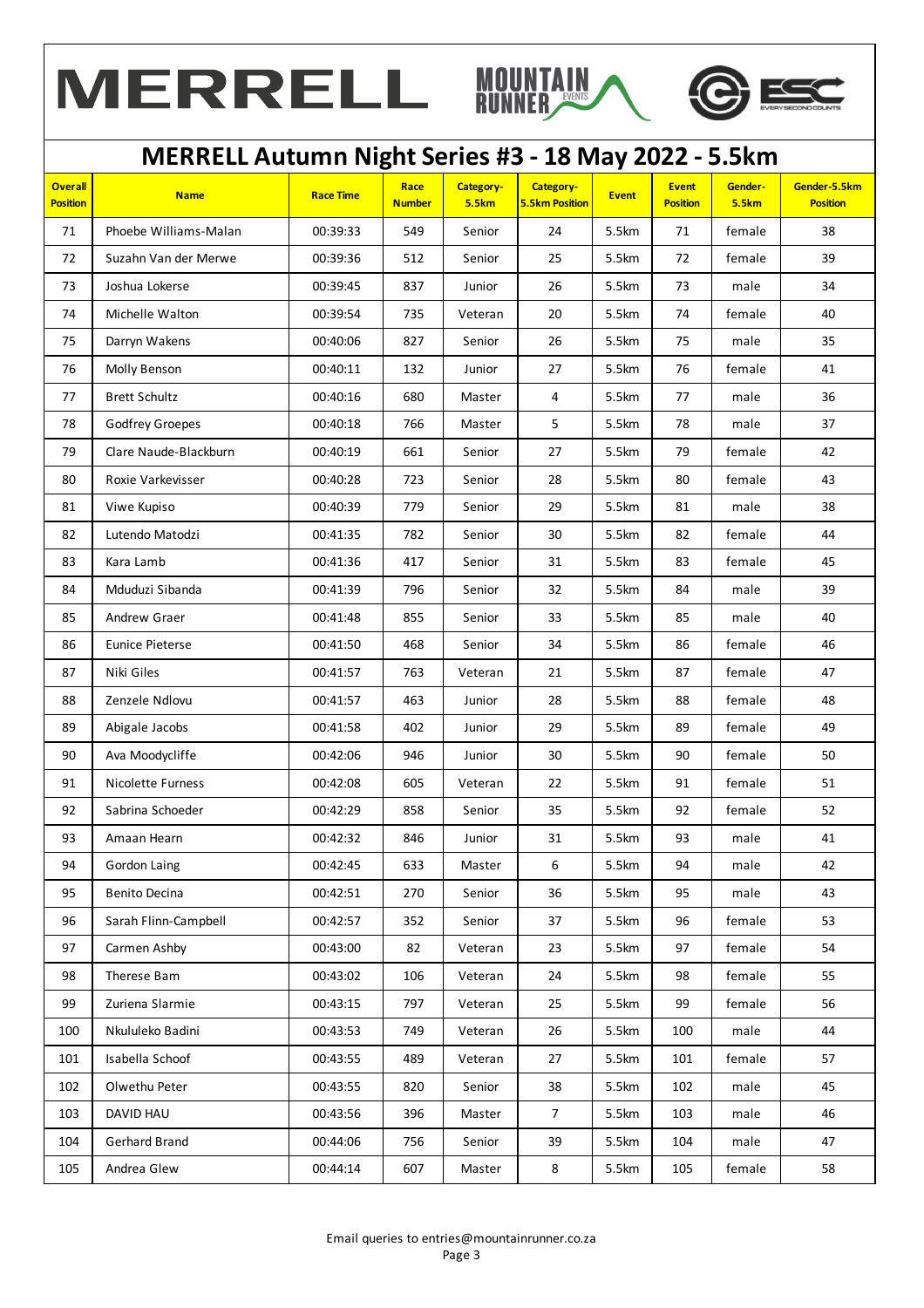# MERRELL Autumn Night Series #3 - 18 May 2022 - 5.5km

| Overall Position | Name | Race Time | Race Number | Category-5.5km | Category-5.5km Position | Event | Event Position | Gender-5.5km | Gender-5.5km Position |
|---|---|---|---|---|---|---|---|---|---|
| 71 | Phoebe Williams-Malan | 00:39:33 | 549 | Senior | 24 | 5.5km | 71 | female | 38 |
| 72 | Suzahn Van der Merwe | 00:39:36 | 512 | Senior | 25 | 5.5km | 72 | female | 39 |
| 73 | Joshua Lokerse | 00:39:45 | 837 | Junior | 26 | 5.5km | 73 | male | 34 |
| 74 | Michelle Walton | 00:39:54 | 735 | Veteran | 20 | 5.5km | 74 | female | 40 |
| 75 | Darryn Wakens | 00:40:06 | 827 | Senior | 26 | 5.5km | 75 | male | 35 |
| 76 | Molly Benson | 00:40:11 | 132 | Junior | 27 | 5.5km | 76 | female | 41 |
| 77 | Brett Schultz | 00:40:16 | 680 | Master | 4 | 5.5km | 77 | male | 36 |
| 78 | Godfrey Groepes | 00:40:18 | 766 | Master | 5 | 5.5km | 78 | male | 37 |
| 79 | Clare Naude-Blackburn | 00:40:19 | 661 | Senior | 27 | 5.5km | 79 | female | 42 |
| 80 | Roxie Varkevisser | 00:40:28 | 723 | Senior | 28 | 5.5km | 80 | female | 43 |
| 81 | Viwe Kupiso | 00:40:39 | 779 | Senior | 29 | 5.5km | 81 | male | 38 |
| 82 | Lutendo Matodzi | 00:41:35 | 782 | Senior | 30 | 5.5km | 82 | female | 44 |
| 83 | Kara Lamb | 00:41:36 | 417 | Senior | 31 | 5.5km | 83 | female | 45 |
| 84 | Mduduzi Sibanda | 00:41:39 | 796 | Senior | 32 | 5.5km | 84 | male | 39 |
| 85 | Andrew Graer | 00:41:48 | 855 | Senior | 33 | 5.5km | 85 | male | 40 |
| 86 | Eunice Pieterse | 00:41:50 | 468 | Senior | 34 | 5.5km | 86 | female | 46 |
| 87 | Niki Giles | 00:41:57 | 763 | Veteran | 21 | 5.5km | 87 | female | 47 |
| 88 | Zenzele Ndlovu | 00:41:57 | 463 | Junior | 28 | 5.5km | 88 | female | 48 |
| 89 | Abigale Jacobs | 00:41:58 | 402 | Junior | 29 | 5.5km | 89 | female | 49 |
| 90 | Ava Moodycliffe | 00:42:06 | 946 | Junior | 30 | 5.5km | 90 | female | 50 |
| 91 | Nicolette Furness | 00:42:08 | 605 | Veteran | 22 | 5.5km | 91 | female | 51 |
| 92 | Sabrina Schoeder | 00:42:29 | 858 | Senior | 35 | 5.5km | 92 | female | 52 |
| 93 | Amaan Hearn | 00:42:32 | 846 | Junior | 31 | 5.5km | 93 | male | 41 |
| 94 | Gordon Laing | 00:42:45 | 633 | Master | 6 | 5.5km | 94 | male | 42 |
| 95 | Benito Decina | 00:42:51 | 270 | Senior | 36 | 5.5km | 95 | male | 43 |
| 96 | Sarah Flinn-Campbell | 00:42:57 | 352 | Senior | 37 | 5.5km | 96 | female | 53 |
| 97 | Carmen Ashby | 00:43:00 | 82 | Veteran | 23 | 5.5km | 97 | female | 54 |
| 98 | Therese Bam | 00:43:02 | 106 | Veteran | 24 | 5.5km | 98 | female | 55 |
| 99 | Zuriena Slarmie | 00:43:15 | 797 | Veteran | 25 | 5.5km | 99 | female | 56 |
| 100 | Nkululeko Badini | 00:43:53 | 749 | Veteran | 26 | 5.5km | 100 | male | 44 |
| 101 | Isabella Schoof | 00:43:55 | 489 | Veteran | 27 | 5.5km | 101 | female | 57 |
| 102 | Olwethu Peter | 00:43:55 | 820 | Senior | 38 | 5.5km | 102 | male | 45 |
| 103 | DAVID HAU | 00:43:56 | 396 | Master | 7 | 5.5km | 103 | male | 46 |
| 104 | Gerhard Brand | 00:44:06 | 756 | Senior | 39 | 5.5km | 104 | male | 47 |
| 105 | Andrea Glew | 00:44:14 | 607 | Master | 8 | 5.5km | 105 | female | 58 |

Email queries to entries@mountainrunner.co.za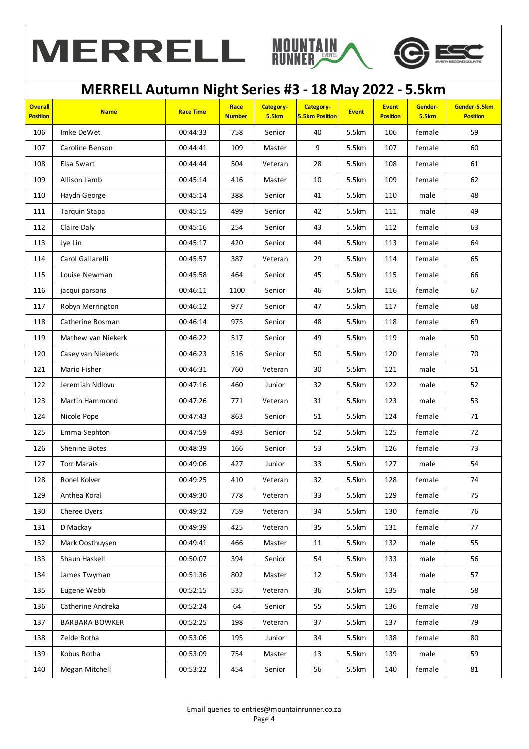# MERRELL Autumn Night Series #3 - 18 May 2022 - 5.5km

| Overall Position | Name | Race Time | Race Number | Category-5.5km | Category-5.5km Position | Event | Event Position | Gender-5.5km | Gender-5.5km Position |
|---|---|---|---|---|---|---|---|---|---|
| 106 | Imke DeWet | 00:44:33 | 758 | Senior | 40 | 5.5km | 106 | female | 59 |
| 107 | Caroline Benson | 00:44:41 | 109 | Master | 9 | 5.5km | 107 | female | 60 |
| 108 | Elsa Swart | 00:44:44 | 504 | Veteran | 28 | 5.5km | 108 | female | 61 |
| 109 | Allison Lamb | 00:45:14 | 416 | Master | 10 | 5.5km | 109 | female | 62 |
| 110 | Haydn George | 00:45:14 | 388 | Senior | 41 | 5.5km | 110 | male | 48 |
| 111 | Tarquin Stapa | 00:45:15 | 499 | Senior | 42 | 5.5km | 111 | male | 49 |
| 112 | Claire Daly | 00:45:16 | 254 | Senior | 43 | 5.5km | 112 | female | 63 |
| 113 | Jye Lin | 00:45:17 | 420 | Senior | 44 | 5.5km | 113 | female | 64 |
| 114 | Carol Gallarelli | 00:45:57 | 387 | Veteran | 29 | 5.5km | 114 | female | 65 |
| 115 | Louise Newman | 00:45:58 | 464 | Senior | 45 | 5.5km | 115 | female | 66 |
| 116 | jacqui parsons | 00:46:11 | 1100 | Senior | 46 | 5.5km | 116 | female | 67 |
| 117 | Robyn Merrington | 00:46:12 | 977 | Senior | 47 | 5.5km | 117 | female | 68 |
| 118 | Catherine Bosman | 00:46:14 | 975 | Senior | 48 | 5.5km | 118 | female | 69 |
| 119 | Mathew van Niekerk | 00:46:22 | 517 | Senior | 49 | 5.5km | 119 | male | 50 |
| 120 | Casey van Niekerk | 00:46:23 | 516 | Senior | 50 | 5.5km | 120 | female | 70 |
| 121 | Mario Fisher | 00:46:31 | 760 | Veteran | 30 | 5.5km | 121 | male | 51 |
| 122 | Jeremiah Ndlovu | 00:47:16 | 460 | Junior | 32 | 5.5km | 122 | male | 52 |
| 123 | Martin Hammond | 00:47:26 | 771 | Veteran | 31 | 5.5km | 123 | male | 53 |
| 124 | Nicole Pope | 00:47:43 | 863 | Senior | 51 | 5.5km | 124 | female | 71 |
| 125 | Emma Sephton | 00:47:59 | 493 | Senior | 52 | 5.5km | 125 | female | 72 |
| 126 | Shenine Botes | 00:48:39 | 166 | Senior | 53 | 5.5km | 126 | female | 73 |
| 127 | Torr Marais | 00:49:06 | 427 | Junior | 33 | 5.5km | 127 | male | 54 |
| 128 | Ronel Kolver | 00:49:25 | 410 | Veteran | 32 | 5.5km | 128 | female | 74 |
| 129 | Anthea Koral | 00:49:30 | 778 | Veteran | 33 | 5.5km | 129 | female | 75 |
| 130 | Cheree Dyers | 00:49:32 | 759 | Veteran | 34 | 5.5km | 130 | female | 76 |
| 131 | D Mackay | 00:49:39 | 425 | Veteran | 35 | 5.5km | 131 | female | 77 |
| 132 | Mark Oosthuysen | 00:49:41 | 466 | Master | 11 | 5.5km | 132 | male | 55 |
| 133 | Shaun Haskell | 00:50:07 | 394 | Senior | 54 | 5.5km | 133 | male | 56 |
| 134 | James Twyman | 00:51:36 | 802 | Master | 12 | 5.5km | 134 | male | 57 |
| 135 | Eugene Webb | 00:52:15 | 535 | Veteran | 36 | 5.5km | 135 | male | 58 |
| 136 | Catherine Andreka | 00:52:24 | 64 | Senior | 55 | 5.5km | 136 | female | 78 |
| 137 | BARBARA BOWKER | 00:52:25 | 198 | Veteran | 37 | 5.5km | 137 | female | 79 |
| 138 | Zelde Botha | 00:53:06 | 195 | Junior | 34 | 5.5km | 138 | female | 80 |
| 139 | Kobus Botha | 00:53:09 | 754 | Master | 13 | 5.5km | 139 | male | 59 |
| 140 | Megan Mitchell | 00:53:22 | 454 | Senior | 56 | 5.5km | 140 | female | 81 |

Email queries to entries@mountainrunner.co.za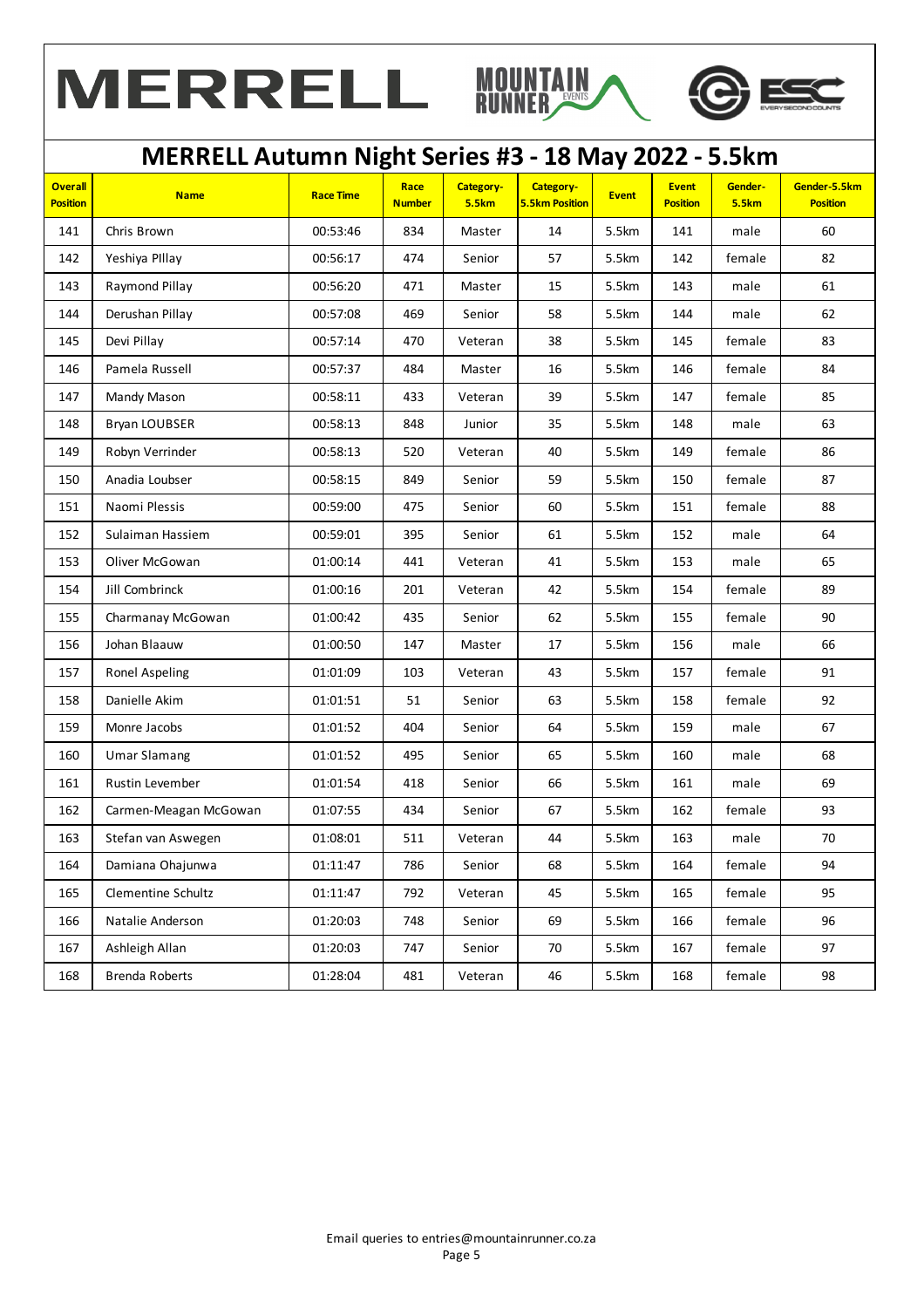# MERRELL Autumn Night Series #3 - 18 May 2022 - 5.5km

| Overall Position | Name | Race Time | Race Number | Category-5.5km | Category-5.5km Position | Event | Event Position | Gender-5.5km | Gender-5.5km Position |
|---|---|---|---|---|---|---|---|---|---|
| 141 | Chris Brown | 00:53:46 | 834 | Master | 14 | 5.5km | 141 | male | 60 |
| 142 | Yeshiya PIllay | 00:56:17 | 474 | Senior | 57 | 5.5km | 142 | female | 82 |
| 143 | Raymond Pillay | 00:56:20 | 471 | Master | 15 | 5.5km | 143 | male | 61 |
| 144 | Derushan Pillay | 00:57:08 | 469 | Senior | 58 | 5.5km | 144 | male | 62 |
| 145 | Devi Pillay | 00:57:14 | 470 | Veteran | 38 | 5.5km | 145 | female | 83 |
| 146 | Pamela Russell | 00:57:37 | 484 | Master | 16 | 5.5km | 146 | female | 84 |
| 147 | Mandy Mason | 00:58:11 | 433 | Veteran | 39 | 5.5km | 147 | female | 85 |
| 148 | Bryan LOUBSER | 00:58:13 | 848 | Junior | 35 | 5.5km | 148 | male | 63 |
| 149 | Robyn Verrinder | 00:58:13 | 520 | Veteran | 40 | 5.5km | 149 | female | 86 |
| 150 | Anadia Loubser | 00:58:15 | 849 | Senior | 59 | 5.5km | 150 | female | 87 |
| 151 | Naomi Plessis | 00:59:00 | 475 | Senior | 60 | 5.5km | 151 | female | 88 |
| 152 | Sulaiman Hassiem | 00:59:01 | 395 | Senior | 61 | 5.5km | 152 | male | 64 |
| 153 | Oliver McGowan | 01:00:14 | 441 | Veteran | 41 | 5.5km | 153 | male | 65 |
| 154 | Jill Combrinck | 01:00:16 | 201 | Veteran | 42 | 5.5km | 154 | female | 89 |
| 155 | Charmanay McGowan | 01:00:42 | 435 | Senior | 62 | 5.5km | 155 | female | 90 |
| 156 | Johan Blaauw | 01:00:50 | 147 | Master | 17 | 5.5km | 156 | male | 66 |
| 157 | Ronel Aspeling | 01:01:09 | 103 | Veteran | 43 | 5.5km | 157 | female | 91 |
| 158 | Danielle Akim | 01:01:51 | 51 | Senior | 63 | 5.5km | 158 | female | 92 |
| 159 | Monre Jacobs | 01:01:52 | 404 | Senior | 64 | 5.5km | 159 | male | 67 |
| 160 | Umar Slamang | 01:01:52 | 495 | Senior | 65 | 5.5km | 160 | male | 68 |
| 161 | Rustin Levember | 01:01:54 | 418 | Senior | 66 | 5.5km | 161 | male | 69 |
| 162 | Carmen-Meagan McGowan | 01:07:55 | 434 | Senior | 67 | 5.5km | 162 | female | 93 |
| 163 | Stefan van Aswegen | 01:08:01 | 511 | Veteran | 44 | 5.5km | 163 | male | 70 |
| 164 | Damiana Ohajunwa | 01:11:47 | 786 | Senior | 68 | 5.5km | 164 | female | 94 |
| 165 | Clementine Schultz | 01:11:47 | 792 | Veteran | 45 | 5.5km | 165 | female | 95 |
| 166 | Natalie Anderson | 01:20:03 | 748 | Senior | 69 | 5.5km | 166 | female | 96 |
| 167 | Ashleigh Allan | 01:20:03 | 747 | Senior | 70 | 5.5km | 167 | female | 97 |
| 168 | Brenda Roberts | 01:28:04 | 481 | Veteran | 46 | 5.5km | 168 | female | 98 |

Email queries to entries@mountainrunner.co.za